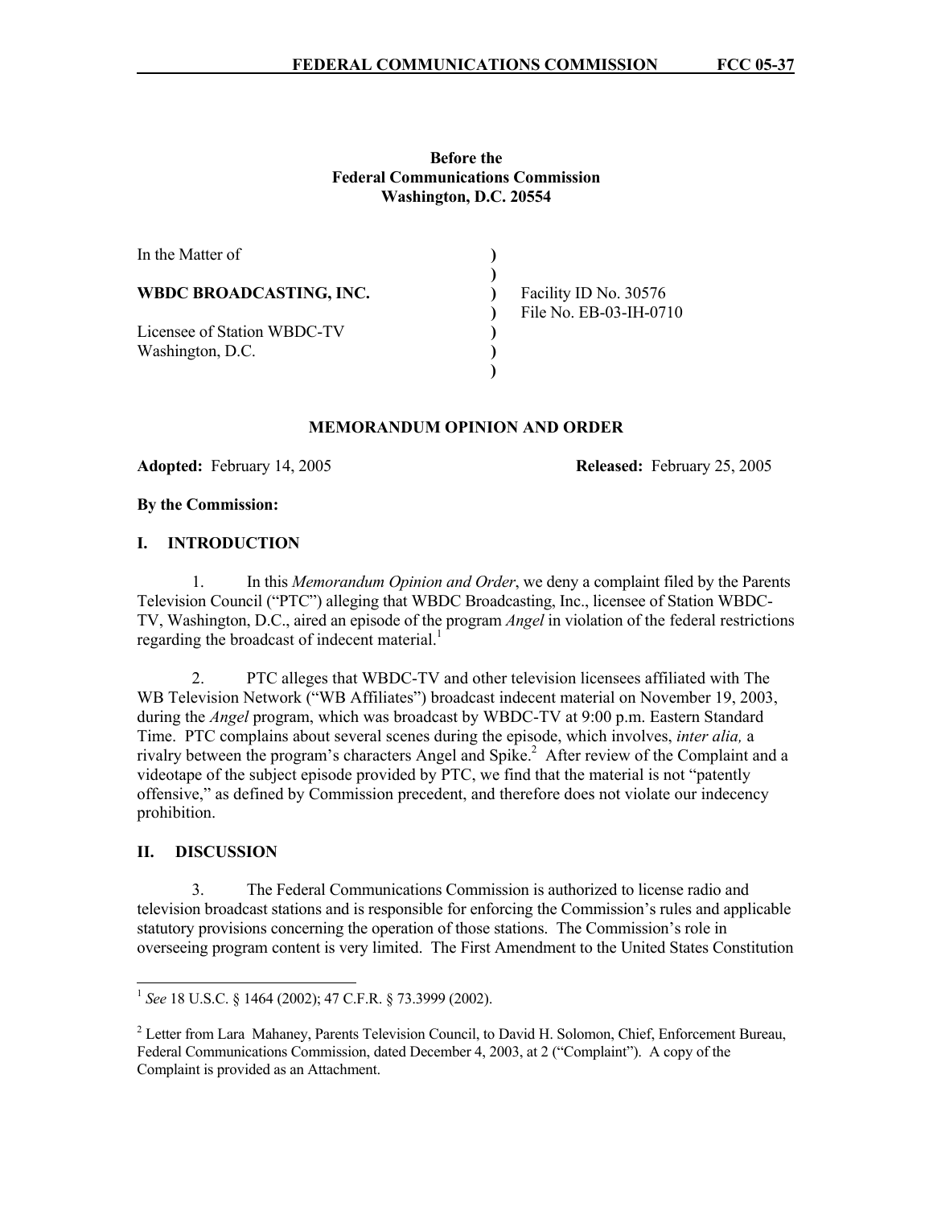**Before the**
**Federal Communications Commission**
**Washington, D.C. 20554**

| | | |
|---|---|---|
| In the Matter of | ) | |
| | ) | |
| **WBDC BROADCASTING, INC.** | ) | Facility ID No. 30576 |
| | ) | File No. EB-03-IH-0710 |
| Licensee of Station WBDC-TV | ) | |
| Washington, D.C. | ) | |
| | ) | |

**MEMORANDUM OPINION AND ORDER**

**Adopted:** February 14, 2005 **Released:** February 25, 2005

**By the Commission:**

## I. INTRODUCTION

1. In this *Memorandum Opinion and Order*, we deny a complaint filed by the Parents Television Council ("PTC") alleging that WBDC Broadcasting, Inc., licensee of Station WBDC-TV, Washington, D.C., aired an episode of the program *Angel* in violation of the federal restrictions regarding the broadcast of indecent material.[1]

2. PTC alleges that WBDC-TV and other television licensees affiliated with The WB Television Network ("WB Affiliates") broadcast indecent material on November 19, 2003, during the *Angel* program, which was broadcast by WBDC-TV at 9:00 p.m. Eastern Standard Time. PTC complains about several scenes during the episode, which involves, *inter alia,* a rivalry between the program's characters Angel and Spike.[2] After review of the Complaint and a videotape of the subject episode provided by PTC, we find that the material is not "patently offensive," as defined by Commission precedent, and therefore does not violate our indecency prohibition.

## II. DISCUSSION

3. The Federal Communications Commission is authorized to license radio and television broadcast stations and is responsible for enforcing the Commission's rules and applicable statutory provisions concerning the operation of those stations. The Commission's role in overseeing program content is very limited. The First Amendment to the United States Constitution

---

[1] *See* 18 U.S.C. § 1464 (2002); 47 C.F.R. § 73.3999 (2002).

[2] Letter from Lara Mahaney, Parents Television Council, to David H. Solomon, Chief, Enforcement Bureau, Federal Communications Commission, dated December 4, 2003, at 2 ("Complaint"). A copy of the Complaint is provided as an Attachment.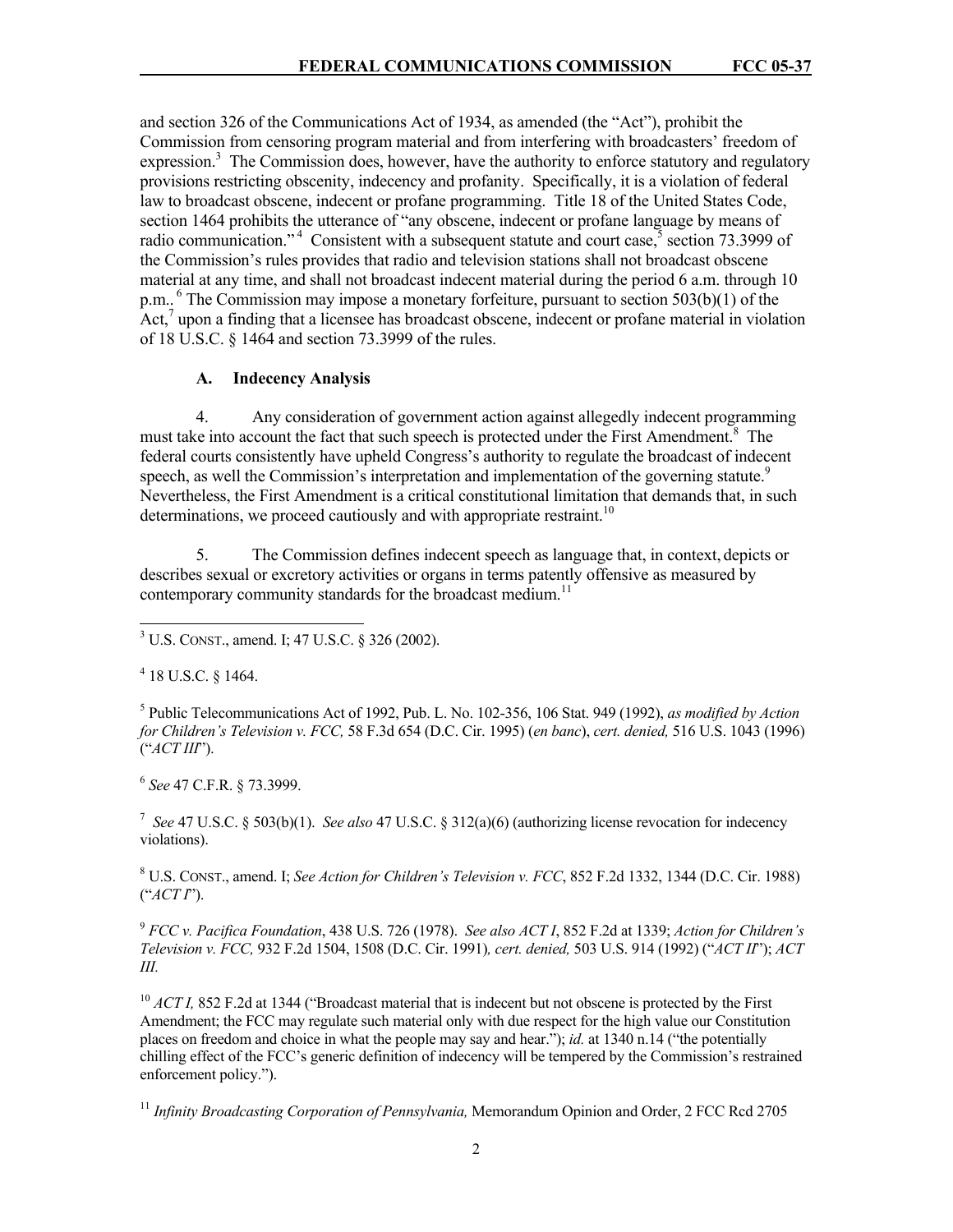and section 326 of the Communications Act of 1934, as amended (the "Act"), prohibit the Commission from censoring program material and from interfering with broadcasters' freedom of expression.[3] The Commission does, however, have the authority to enforce statutory and regulatory provisions restricting obscenity, indecency and profanity. Specifically, it is a violation of federal law to broadcast obscene, indecent or profane programming. Title 18 of the United States Code, section 1464 prohibits the utterance of "any obscene, indecent or profane language by means of radio communication."[4] Consistent with a subsequent statute and court case,[5] section 73.3999 of the Commission's rules provides that radio and television stations shall not broadcast obscene material at any time, and shall not broadcast indecent material during the period 6 a.m. through 10 p.m..[6] The Commission may impose a monetary forfeiture, pursuant to section 503(b)(1) of the Act,[7] upon a finding that a licensee has broadcast obscene, indecent or profane material in violation of 18 U.S.C. § 1464 and section 73.3999 of the rules.

### A. Indecency Analysis

4. Any consideration of government action against allegedly indecent programming must take into account the fact that such speech is protected under the First Amendment.[8] The federal courts consistently have upheld Congress's authority to regulate the broadcast of indecent speech, as well the Commission's interpretation and implementation of the governing statute.[9] Nevertheless, the First Amendment is a critical constitutional limitation that demands that, in such determinations, we proceed cautiously and with appropriate restraint.[10]

5. The Commission defines indecent speech as language that, in context, depicts or describes sexual or excretory activities or organs in terms patently offensive as measured by contemporary community standards for the broadcast medium.[11]

---

[3] U.S. CONST., amend. I; 47 U.S.C. § 326 (2002).

[4] 18 U.S.C. § 1464.

[5] Public Telecommunications Act of 1992, Pub. L. No. 102-356, 106 Stat. 949 (1992), *as modified by Action for Children's Television v. FCC,* 58 F.3d 654 (D.C. Cir. 1995) (*en banc*), *cert. denied,* 516 U.S. 1043 (1996) ("*ACT III*").

[6] *See* 47 C.F.R. § 73.3999.

[7] *See* 47 U.S.C. § 503(b)(1). *See also* 47 U.S.C. § 312(a)(6) (authorizing license revocation for indecency violations).

[8] U.S. CONST., amend. I; *See Action for Children's Television v. FCC*, 852 F.2d 1332, 1344 (D.C. Cir. 1988) ("*ACT I*").

[9] *FCC v. Pacifica Foundation*, 438 U.S. 726 (1978). *See also ACT I*, 852 F.2d at 1339; *Action for Children's Television v. FCC,* 932 F.2d 1504, 1508 (D.C. Cir. 1991)*, cert. denied,* 503 U.S. 914 (1992) ("*ACT II*"); *ACT III.*

[10] *ACT I,* 852 F.2d at 1344 ("Broadcast material that is indecent but not obscene is protected by the First Amendment; the FCC may regulate such material only with due respect for the high value our Constitution places on freedom and choice in what the people may say and hear."); *id.* at 1340 n.14 ("the potentially chilling effect of the FCC's generic definition of indecency will be tempered by the Commission's restrained enforcement policy.").

[11] *Infinity Broadcasting Corporation of Pennsylvania,* Memorandum Opinion and Order, 2 FCC Rcd 2705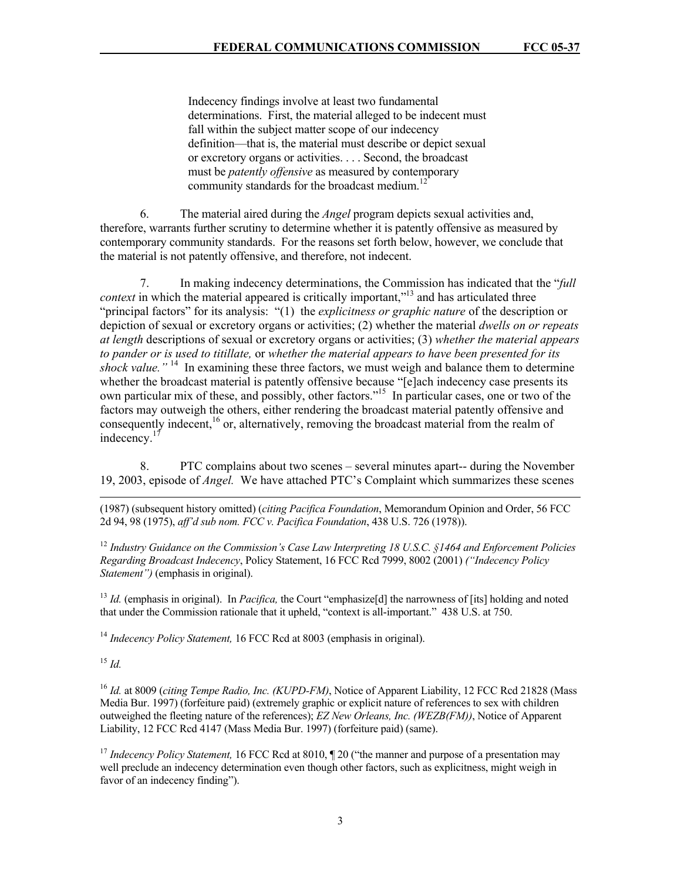> Indecency findings involve at least two fundamental determinations. First, the material alleged to be indecent must fall within the subject matter scope of our indecency definition—that is, the material must describe or depict sexual or excretory organs or activities. . . . Second, the broadcast must be *patently offensive* as measured by contemporary community standards for the broadcast medium.[12]

6. The material aired during the *Angel* program depicts sexual activities and, therefore, warrants further scrutiny to determine whether it is patently offensive as measured by contemporary community standards. For the reasons set forth below, however, we conclude that the material is not patently offensive, and therefore, not indecent.

7. In making indecency determinations, the Commission has indicated that the "*full context* in which the material appeared is critically important,"[13] and has articulated three "principal factors" for its analysis: "(1) the *explicitness or graphic nature* of the description or depiction of sexual or excretory organs or activities; (2) whether the material *dwells on or repeats at length* descriptions of sexual or excretory organs or activities; (3) *whether the material appears to pander or is used to titillate,* or *whether the material appears to have been presented for its shock value."* [14] In examining these three factors, we must weigh and balance them to determine whether the broadcast material is patently offensive because "[e]ach indecency case presents its own particular mix of these, and possibly, other factors."[15] In particular cases, one or two of the factors may outweigh the others, either rendering the broadcast material patently offensive and consequently indecent,[16] or, alternatively, removing the broadcast material from the realm of indecency.[17]

8. PTC complains about two scenes – several minutes apart-- during the November 19, 2003, episode of *Angel.* We have attached PTC's Complaint which summarizes these scenes

---

(1987) (subsequent history omitted) (*citing Pacifica Foundation*, Memorandum Opinion and Order, 56 FCC 2d 94, 98 (1975), *aff'd sub nom. FCC v. Pacifica Foundation*, 438 U.S. 726 (1978)).

[12] *Industry Guidance on the Commission's Case Law Interpreting 18 U.S.C. §1464 and Enforcement Policies Regarding Broadcast Indecency*, Policy Statement, 16 FCC Rcd 7999, 8002 (2001) *("Indecency Policy Statement")* (emphasis in original).

[13] *Id.* (emphasis in original). In *Pacifica,* the Court "emphasize[d] the narrowness of [its] holding and noted that under the Commission rationale that it upheld, "context is all-important." 438 U.S. at 750.

[14] *Indecency Policy Statement,* 16 FCC Rcd at 8003 (emphasis in original).

[15] *Id.*

[16] *Id.* at 8009 (*citing Tempe Radio, Inc. (KUPD-FM)*, Notice of Apparent Liability, 12 FCC Rcd 21828 (Mass Media Bur. 1997) (forfeiture paid) (extremely graphic or explicit nature of references to sex with children outweighed the fleeting nature of the references); *EZ New Orleans, Inc. (WEZB(FM))*, Notice of Apparent Liability, 12 FCC Rcd 4147 (Mass Media Bur. 1997) (forfeiture paid) (same).

[17] *Indecency Policy Statement,* 16 FCC Rcd at 8010, ¶ 20 ("the manner and purpose of a presentation may well preclude an indecency determination even though other factors, such as explicitness, might weigh in favor of an indecency finding").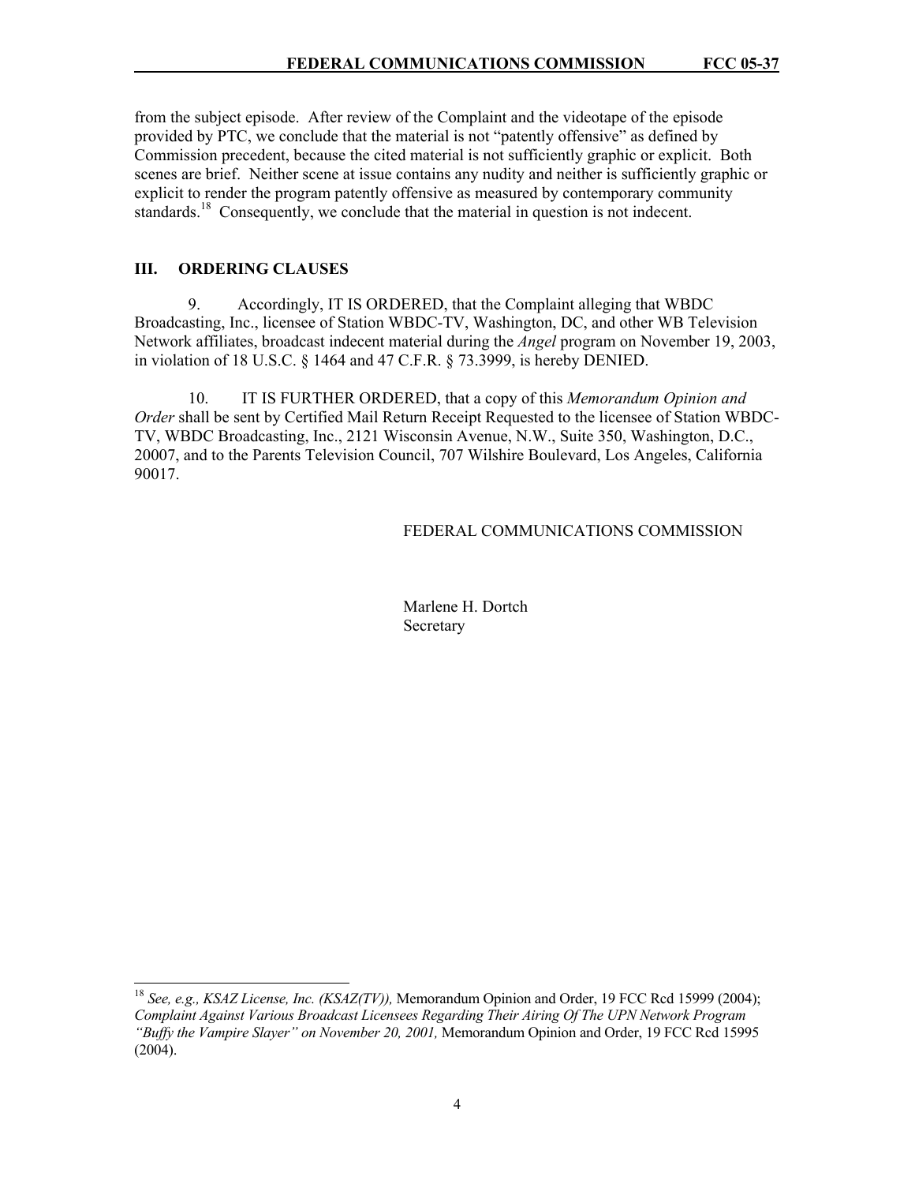from the subject episode. After review of the Complaint and the videotape of the episode provided by PTC, we conclude that the material is not "patently offensive" as defined by Commission precedent, because the cited material is not sufficiently graphic or explicit. Both scenes are brief. Neither scene at issue contains any nudity and neither is sufficiently graphic or explicit to render the program patently offensive as measured by contemporary community standards.[18] Consequently, we conclude that the material in question is not indecent.

## III. ORDERING CLAUSES

9. Accordingly, IT IS ORDERED, that the Complaint alleging that WBDC Broadcasting, Inc., licensee of Station WBDC-TV, Washington, DC, and other WB Television Network affiliates, broadcast indecent material during the *Angel* program on November 19, 2003, in violation of 18 U.S.C. § 1464 and 47 C.F.R. § 73.3999, is hereby DENIED.

10. IT IS FURTHER ORDERED, that a copy of this *Memorandum Opinion and Order* shall be sent by Certified Mail Return Receipt Requested to the licensee of Station WBDC-TV, WBDC Broadcasting, Inc., 2121 Wisconsin Avenue, N.W., Suite 350, Washington, D.C., 20007, and to the Parents Television Council, 707 Wilshire Boulevard, Los Angeles, California 90017.

FEDERAL COMMUNICATIONS COMMISSION

Marlene H. Dortch
Secretary

---

[18] *See, e.g., KSAZ License, Inc. (KSAZ(TV)),* Memorandum Opinion and Order, 19 FCC Rcd 15999 (2004); *Complaint Against Various Broadcast Licensees Regarding Their Airing Of The UPN Network Program "Buffy the Vampire Slayer" on November 20, 2001,* Memorandum Opinion and Order, 19 FCC Rcd 15995 (2004).